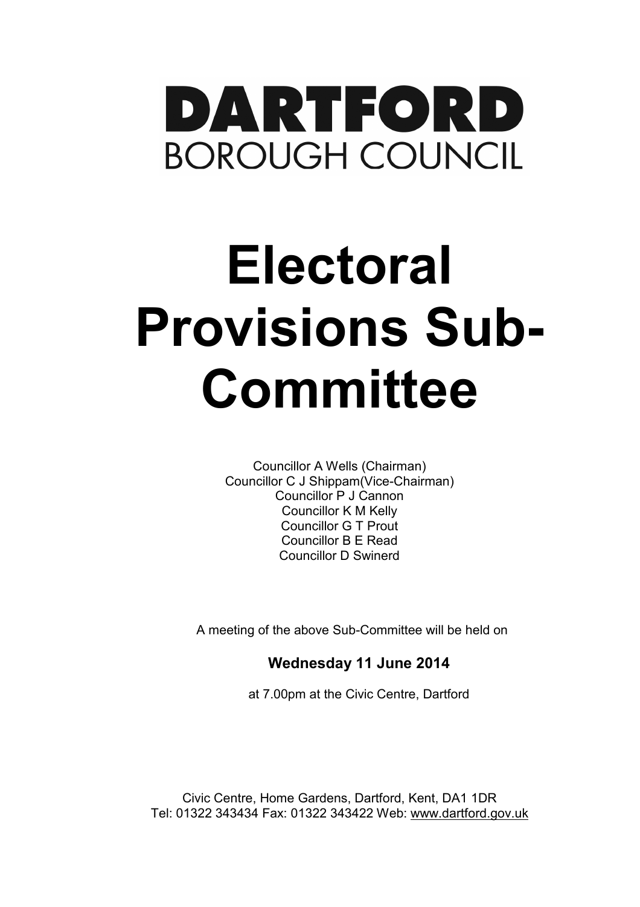# DARTFORD
BOROUGH COUNCIL

# Electoral Provisions Sub-Committee

Councillor A Wells (Chairman)
Councillor C J Shippam(Vice-Chairman)
Councillor P J Cannon
Councillor K M Kelly
Councillor G T Prout
Councillor B E Read
Councillor D Swinerd

A meeting of the above Sub-Committee will be held on

**Wednesday 11 June 2014**

at 7.00pm at the Civic Centre, Dartford

Civic Centre, Home Gardens, Dartford, Kent, DA1 1DR
Tel: 01322 343434 Fax: 01322 343422 Web: www.dartford.gov.uk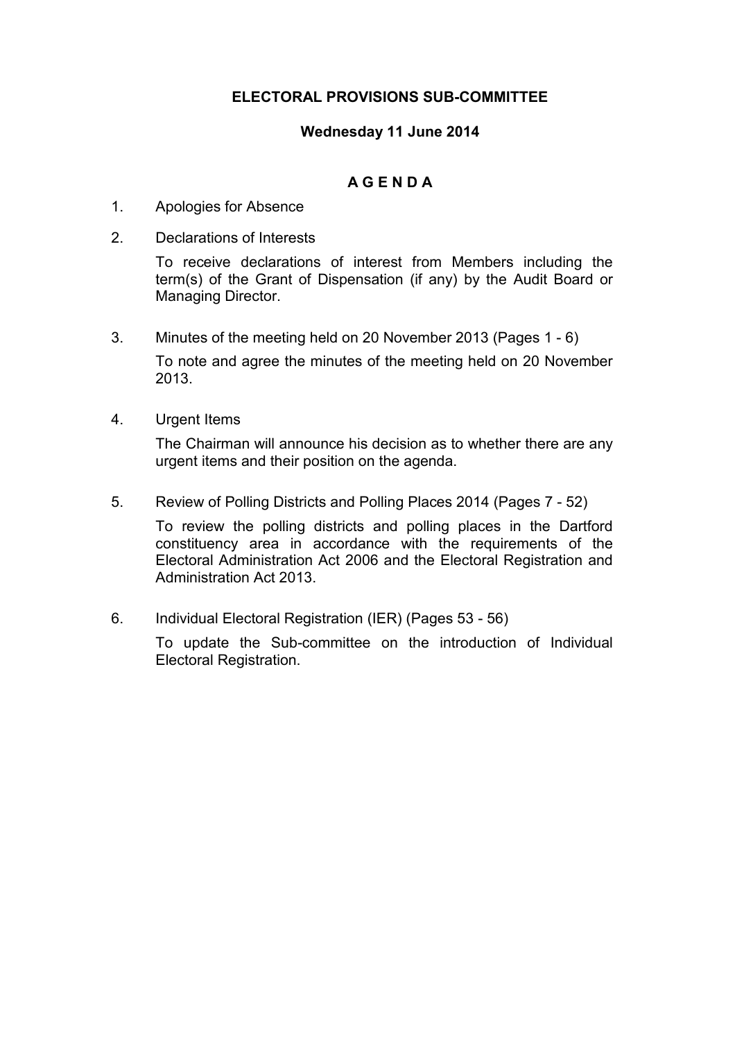**ELECTORAL PROVISIONS SUB-COMMITTEE**

**Wednesday 11 June 2014**

**A G E N D A**

1. Apologies for Absence

2. Declarations of Interests

   To receive declarations of interest from Members including the term(s) of the Grant of Dispensation (if any) by the Audit Board or Managing Director.

3. Minutes of the meeting held on 20 November 2013 (Pages 1 - 6)

   To note and agree the minutes of the meeting held on 20 November 2013.

4. Urgent Items

   The Chairman will announce his decision as to whether there are any urgent items and their position on the agenda.

5. Review of Polling Districts and Polling Places 2014 (Pages 7 - 52)

   To review the polling districts and polling places in the Dartford constituency area in accordance with the requirements of the Electoral Administration Act 2006 and the Electoral Registration and Administration Act 2013.

6. Individual Electoral Registration (IER) (Pages 53 - 56)

   To update the Sub-committee on the introduction of Individual Electoral Registration.